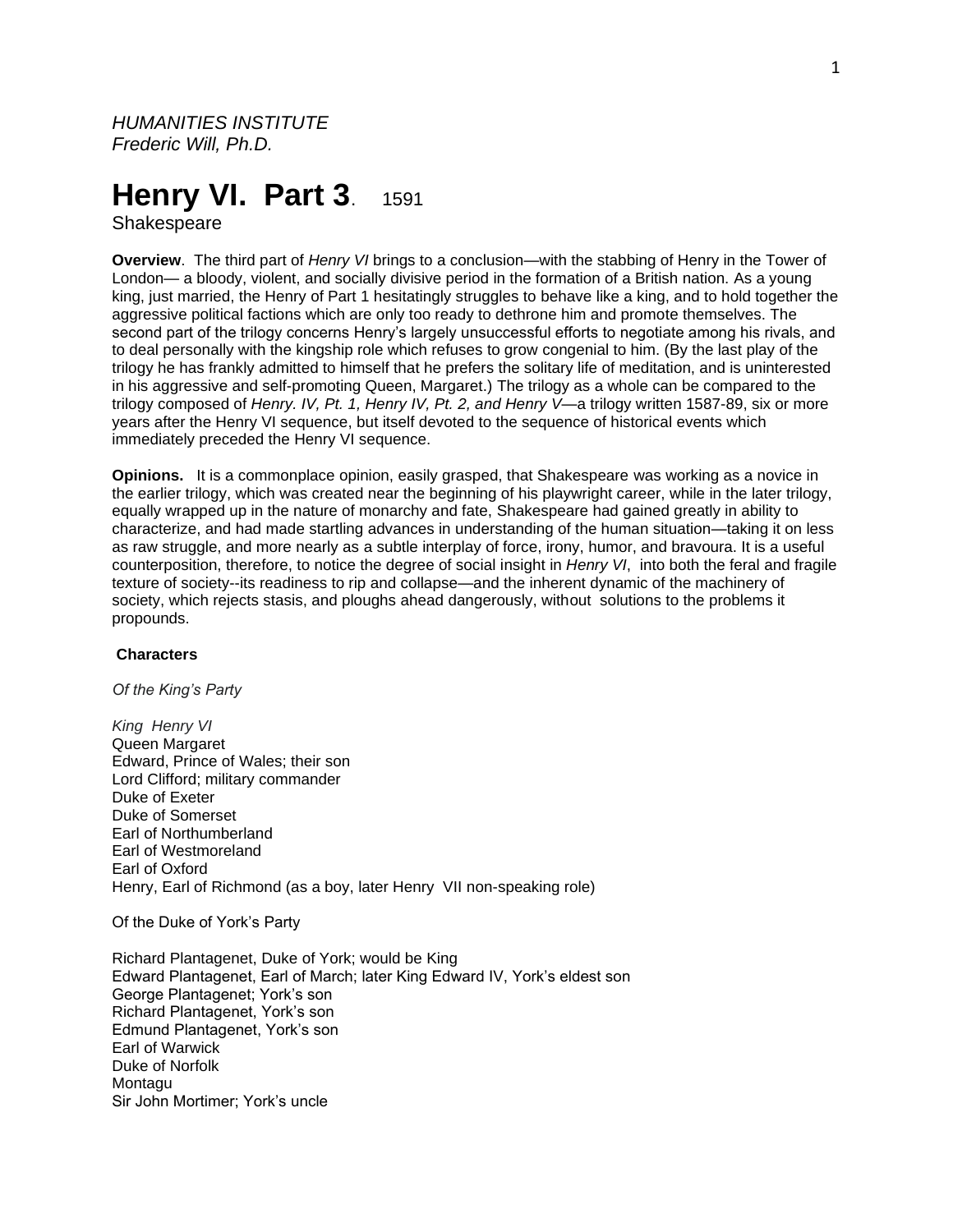*HUMANITIES INSTITUTE*
*Frederic Will, Ph.D.*

# Henry VI. Part 3. 1591

Shakespeare

**Overview**. The third part of *Henry VI* brings to a conclusion—with the stabbing of Henry in the Tower of London— a bloody, violent, and socially divisive period in the formation of a British nation. As a young king, just married, the Henry of Part 1 hesitatingly struggles to behave like a king, and to hold together the aggressive political factions which are only too ready to dethrone him and promote themselves. The second part of the trilogy concerns Henry's largely unsuccessful efforts to negotiate among his rivals, and to deal personally with the kingship role which refuses to grow congenial to him. (By the last play of the trilogy he has frankly admitted to himself that he prefers the solitary life of meditation, and is uninterested in his aggressive and self-promoting Queen, Margaret.) The trilogy as a whole can be compared to the trilogy composed of *Henry. IV, Pt. 1, Henry IV, Pt. 2, and Henry V*—a trilogy written 1587-89, six or more years after the Henry VI sequence, but itself devoted to the sequence of historical events which immediately preceded the Henry VI sequence.

**Opinions.** It is a commonplace opinion, easily grasped, that Shakespeare was working as a novice in the earlier trilogy, which was created near the beginning of his playwright career, while in the later trilogy, equally wrapped up in the nature of monarchy and fate, Shakespeare had gained greatly in ability to characterize, and had made startling advances in understanding of the human situation—taking it on less as raw struggle, and more nearly as a subtle interplay of force, irony, humor, and bravoura. It is a useful counterposition, therefore, to notice the degree of social insight in *Henry VI*, into both the feral and fragile texture of society--its readiness to rip and collapse—and the inherent dynamic of the machinery of society, which rejects stasis, and ploughs ahead dangerously, without solutions to the problems it propounds.

**Characters**

*Of the King's Party*

*King Henry VI*
Queen Margaret
Edward, Prince of Wales; their son
Lord Clifford; military commander
Duke of Exeter
Duke of Somerset
Earl of Northumberland
Earl of Westmoreland
Earl of Oxford
Henry, Earl of Richmond (as a boy, later Henry VII non-speaking role)

Of the Duke of York's Party

Richard Plantagenet, Duke of York; would be King
Edward Plantagenet, Earl of March; later King Edward IV, York's eldest son
George Plantagenet; York's son
Richard Plantagenet, York's son
Edmund Plantagenet, York's son
Earl of Warwick
Duke of Norfolk
Montagu
Sir John Mortimer; York's uncle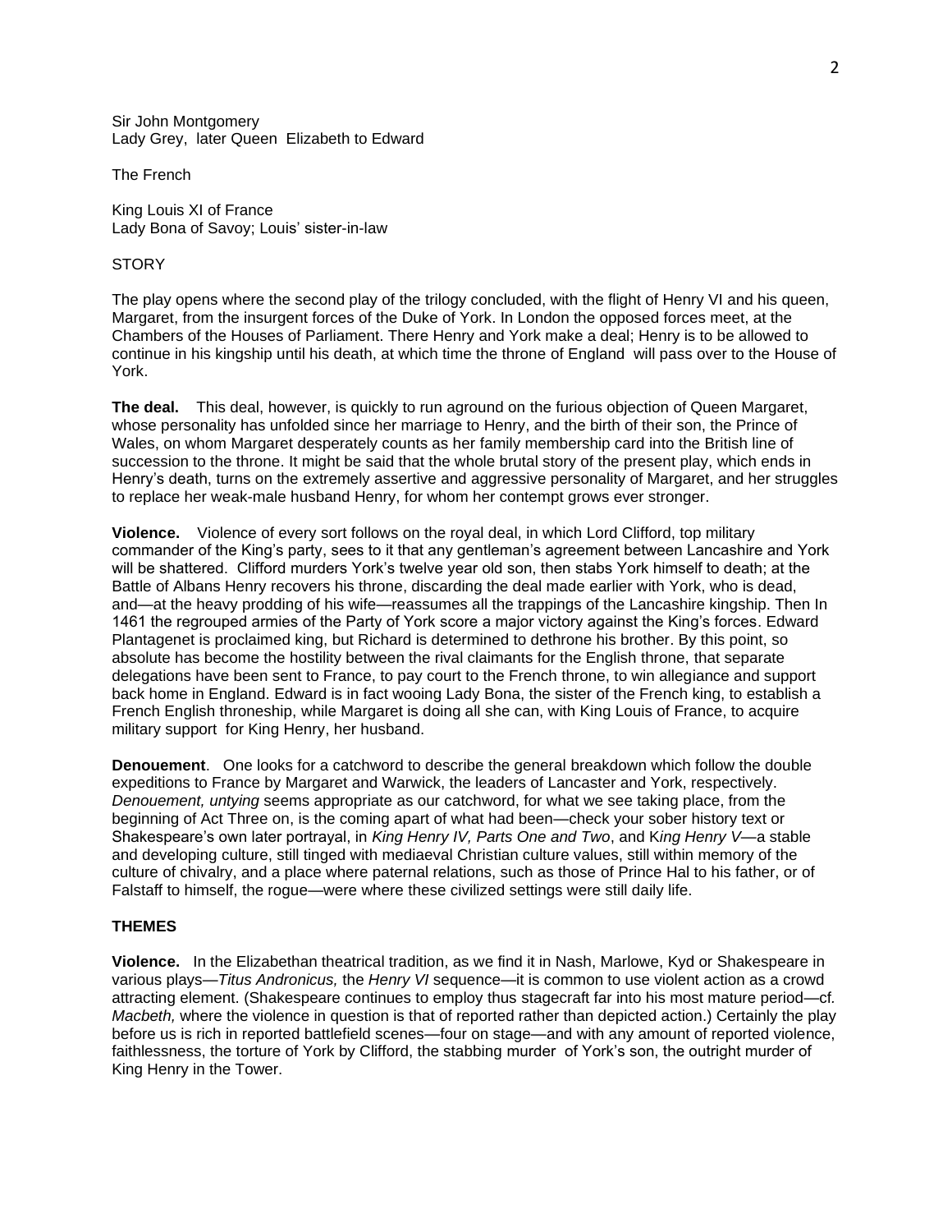Sir John Montgomery
Lady Grey, later Queen Elizabeth to Edward

The French

King Louis XI of France
Lady Bona of Savoy; Louis' sister-in-law

STORY

The play opens where the second play of the trilogy concluded, with the flight of Henry VI and his queen, Margaret, from the insurgent forces of the Duke of York. In London the opposed forces meet, at the Chambers of the Houses of Parliament. There Henry and York make a deal; Henry is to be allowed to continue in his kingship until his death, at which time the throne of England will pass over to the House of York.

**The deal.** This deal, however, is quickly to run aground on the furious objection of Queen Margaret, whose personality has unfolded since her marriage to Henry, and the birth of their son, the Prince of Wales, on whom Margaret desperately counts as her family membership card into the British line of succession to the throne. It might be said that the whole brutal story of the present play, which ends in Henry's death, turns on the extremely assertive and aggressive personality of Margaret, and her struggles to replace her weak-male husband Henry, for whom her contempt grows ever stronger.

**Violence.** Violence of every sort follows on the royal deal, in which Lord Clifford, top military commander of the King's party, sees to it that any gentleman's agreement between Lancashire and York will be shattered. Clifford murders York's twelve year old son, then stabs York himself to death; at the Battle of Albans Henry recovers his throne, discarding the deal made earlier with York, who is dead, and—at the heavy prodding of his wife—reassumes all the trappings of the Lancashire kingship. Then In 1461 the regrouped armies of the Party of York score a major victory against the King's forces. Edward Plantagenet is proclaimed king, but Richard is determined to dethrone his brother. By this point, so absolute has become the hostility between the rival claimants for the English throne, that separate delegations have been sent to France, to pay court to the French throne, to win allegiance and support back home in England. Edward is in fact wooing Lady Bona, the sister of the French king, to establish a French English throneship, while Margaret is doing all she can, with King Louis of France, to acquire military support for King Henry, her husband.

**Denouement**. One looks for a catchword to describe the general breakdown which follow the double expeditions to France by Margaret and Warwick, the leaders of Lancaster and York, respectively. *Denouement, untying* seems appropriate as our catchword, for what we see taking place, from the beginning of Act Three on, is the coming apart of what had been—check your sober history text or Shakespeare's own later portrayal, in *King Henry IV, Parts One and Two*, and K*ing Henry V*—a stable and developing culture, still tinged with mediaeval Christian culture values, still within memory of the culture of chivalry, and a place where paternal relations, such as those of Prince Hal to his father, or of Falstaff to himself, the rogue—were where these civilized settings were still daily life.

## THEMES

**Violence.** In the Elizabethan theatrical tradition, as we find it in Nash, Marlowe, Kyd or Shakespeare in various plays—*Titus Andronicus,* the *Henry VI* sequence—it is common to use violent action as a crowd attracting element. (Shakespeare continues to employ thus stagecraft far into his most mature period—cf*. Macbeth,* where the violence in question is that of reported rather than depicted action.) Certainly the play before us is rich in reported battlefield scenes—four on stage—and with any amount of reported violence, faithlessness, the torture of York by Clifford, the stabbing murder of York's son, the outright murder of King Henry in the Tower.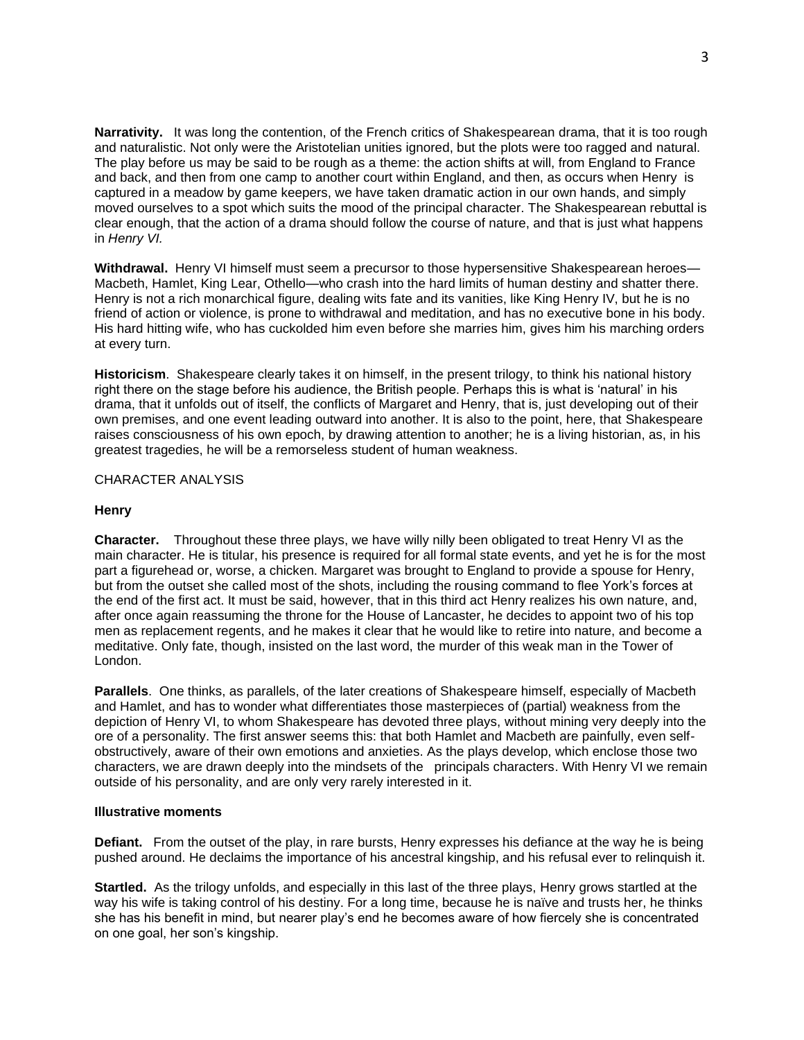**Narrativity.** It was long the contention, of the French critics of Shakespearean drama, that it is too rough and naturalistic. Not only were the Aristotelian unities ignored, but the plots were too ragged and natural. The play before us may be said to be rough as a theme: the action shifts at will, from England to France and back, and then from one camp to another court within England, and then, as occurs when Henry is captured in a meadow by game keepers, we have taken dramatic action in our own hands, and simply moved ourselves to a spot which suits the mood of the principal character. The Shakespearean rebuttal is clear enough, that the action of a drama should follow the course of nature, and that is just what happens in *Henry VI.*

**Withdrawal.** Henry VI himself must seem a precursor to those hypersensitive Shakespearean heroes—Macbeth, Hamlet, King Lear, Othello—who crash into the hard limits of human destiny and shatter there. Henry is not a rich monarchical figure, dealing wits fate and its vanities, like King Henry IV, but he is no friend of action or violence, is prone to withdrawal and meditation, and has no executive bone in his body. His hard hitting wife, who has cuckolded him even before she marries him, gives him his marching orders at every turn.

**Historicism**. Shakespeare clearly takes it on himself, in the present trilogy, to think his national history right there on the stage before his audience, the British people. Perhaps this is what is 'natural' in his drama, that it unfolds out of itself, the conflicts of Margaret and Henry, that is, just developing out of their own premises, and one event leading outward into another. It is also to the point, here, that Shakespeare raises consciousness of his own epoch, by drawing attention to another; he is a living historian, as, in his greatest tragedies, he will be a remorseless student of human weakness.

CHARACTER ANALYSIS

**Henry**

**Character.** Throughout these three plays, we have willy nilly been obligated to treat Henry VI as the main character. He is titular, his presence is required for all formal state events, and yet he is for the most part a figurehead or, worse, a chicken. Margaret was brought to England to provide a spouse for Henry, but from the outset she called most of the shots, including the rousing command to flee York's forces at the end of the first act. It must be said, however, that in this third act Henry realizes his own nature, and, after once again reassuming the throne for the House of Lancaster, he decides to appoint two of his top men as replacement regents, and he makes it clear that he would like to retire into nature, and become a meditative. Only fate, though, insisted on the last word, the murder of this weak man in the Tower of London.

**Parallels**. One thinks, as parallels, of the later creations of Shakespeare himself, especially of Macbeth and Hamlet, and has to wonder what differentiates those masterpieces of (partial) weakness from the depiction of Henry VI, to whom Shakespeare has devoted three plays, without mining very deeply into the ore of a personality. The first answer seems this: that both Hamlet and Macbeth are painfully, even self-obstructively, aware of their own emotions and anxieties. As the plays develop, which enclose those two characters, we are drawn deeply into the mindsets of the principals characters. With Henry VI we remain outside of his personality, and are only very rarely interested in it.

**Illustrative moments**

**Defiant.** From the outset of the play, in rare bursts, Henry expresses his defiance at the way he is being pushed around. He declaims the importance of his ancestral kingship, and his refusal ever to relinquish it.

**Startled.** As the trilogy unfolds, and especially in this last of the three plays, Henry grows startled at the way his wife is taking control of his destiny. For a long time, because he is naïve and trusts her, he thinks she has his benefit in mind, but nearer play's end he becomes aware of how fiercely she is concentrated on one goal, her son's kingship.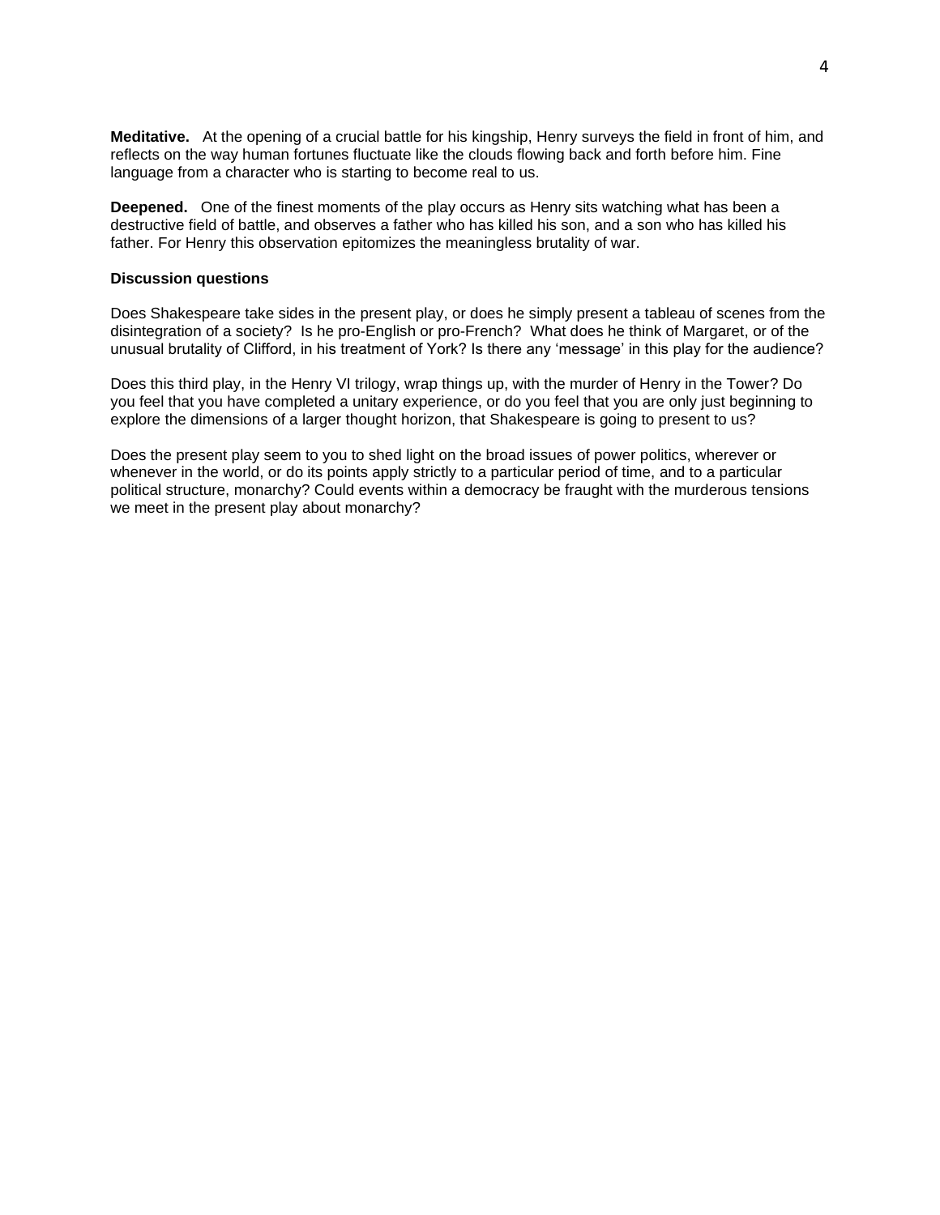**Meditative.** At the opening of a crucial battle for his kingship, Henry surveys the field in front of him, and reflects on the way human fortunes fluctuate like the clouds flowing back and forth before him. Fine language from a character who is starting to become real to us.

**Deepened.** One of the finest moments of the play occurs as Henry sits watching what has been a destructive field of battle, and observes a father who has killed his son, and a son who has killed his father. For Henry this observation epitomizes the meaningless brutality of war.

**Discussion questions**

Does Shakespeare take sides in the present play, or does he simply present a tableau of scenes from the disintegration of a society? Is he pro-English or pro-French? What does he think of Margaret, or of the unusual brutality of Clifford, in his treatment of York? Is there any 'message' in this play for the audience?

Does this third play, in the Henry VI trilogy, wrap things up, with the murder of Henry in the Tower? Do you feel that you have completed a unitary experience, or do you feel that you are only just beginning to explore the dimensions of a larger thought horizon, that Shakespeare is going to present to us?

Does the present play seem to you to shed light on the broad issues of power politics, wherever or whenever in the world, or do its points apply strictly to a particular period of time, and to a particular political structure, monarchy? Could events within a democracy be fraught with the murderous tensions we meet in the present play about monarchy?